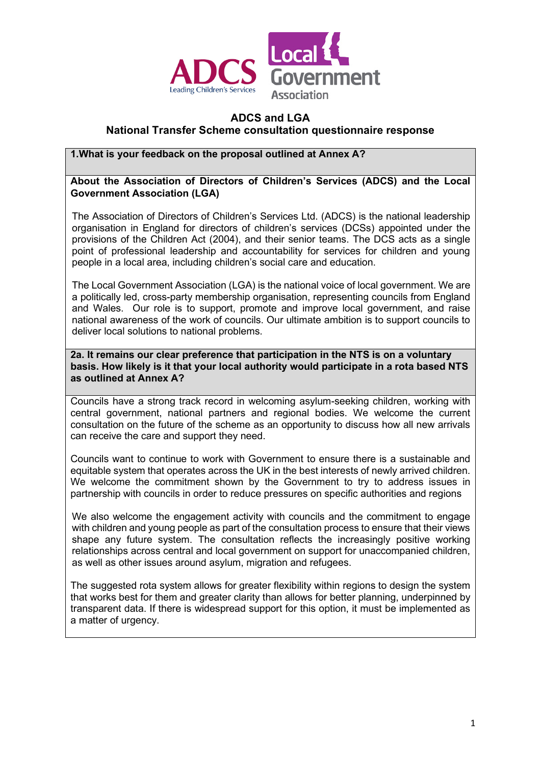## ADCS and LGA
## National Transfer Scheme consultation questionnaire response

**1.What is your feedback on the proposal outlined at Annex A?**

**About the Association of Directors of Children's Services (ADCS) and the Local Government Association (LGA)**

The Association of Directors of Children's Services Ltd. (ADCS) is the national leadership organisation in England for directors of children's services (DCSs) appointed under the provisions of the Children Act (2004), and their senior teams. The DCS acts as a single point of professional leadership and accountability for services for children and young people in a local area, including children's social care and education.

The Local Government Association (LGA) is the national voice of local government. We are a politically led, cross-party membership organisation, representing councils from England and Wales. Our role is to support, promote and improve local government, and raise national awareness of the work of councils. Our ultimate ambition is to support councils to deliver local solutions to national problems.

**2a. It remains our clear preference that participation in the NTS is on a voluntary basis. How likely is it that your local authority would participate in a rota based NTS as outlined at Annex A?**

Councils have a strong track record in welcoming asylum-seeking children, working with central government, national partners and regional bodies. We welcome the current consultation on the future of the scheme as an opportunity to discuss how all new arrivals can receive the care and support they need.

Councils want to continue to work with Government to ensure there is a sustainable and equitable system that operates across the UK in the best interests of newly arrived children. We welcome the commitment shown by the Government to try to address issues in partnership with councils in order to reduce pressures on specific authorities and regions

We also welcome the engagement activity with councils and the commitment to engage with children and young people as part of the consultation process to ensure that their views shape any future system. The consultation reflects the increasingly positive working relationships across central and local government on support for unaccompanied children, as well as other issues around asylum, migration and refugees.

The suggested rota system allows for greater flexibility within regions to design the system that works best for them and greater clarity than allows for better planning, underpinned by transparent data. If there is widespread support for this option, it must be implemented as a matter of urgency.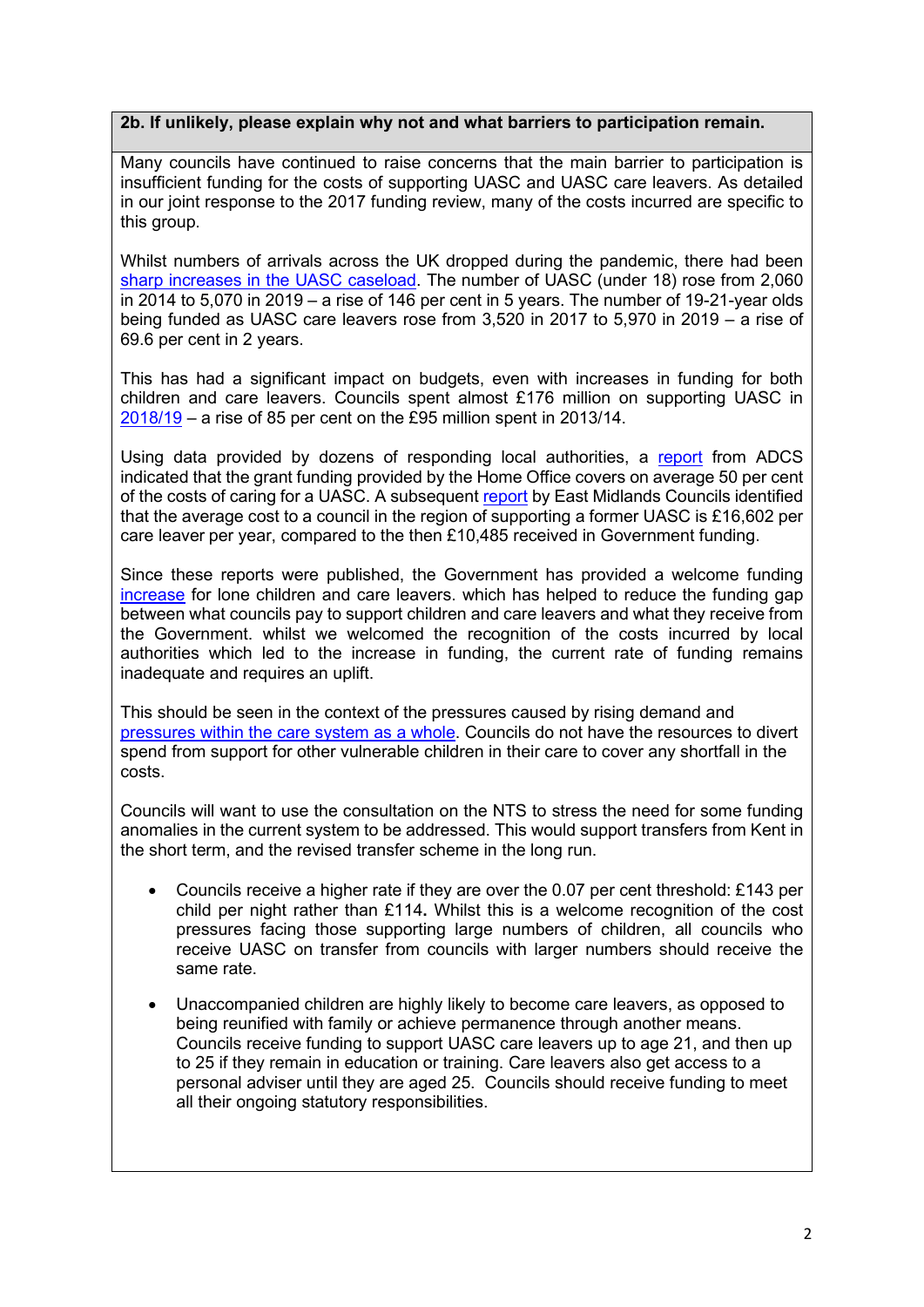**2b. If unlikely, please explain why not and what barriers to participation remain.**

Many councils have continued to raise concerns that the main barrier to participation is insufficient funding for the costs of supporting UASC and UASC care leavers. As detailed in our joint response to the 2017 funding review, many of the costs incurred are specific to this group.

Whilst numbers of arrivals across the UK dropped during the pandemic, there had been sharp increases in the UASC caseload. The number of UASC (under 18) rose from 2,060 in 2014 to 5,070 in 2019 – a rise of 146 per cent in 5 years. The number of 19-21-year olds being funded as UASC care leavers rose from 3,520 in 2017 to 5,970 in 2019 – a rise of 69.6 per cent in 2 years.

This has had a significant impact on budgets, even with increases in funding for both children and care leavers. Councils spent almost £176 million on supporting UASC in 2018/19 – a rise of 85 per cent on the £95 million spent in 2013/14.

Using data provided by dozens of responding local authorities, a report from ADCS indicated that the grant funding provided by the Home Office covers on average 50 per cent of the costs of caring for a UASC. A subsequent report by East Midlands Councils identified that the average cost to a council in the region of supporting a former UASC is £16,602 per care leaver per year, compared to the then £10,485 received in Government funding.

Since these reports were published, the Government has provided a welcome funding increase for lone children and care leavers. which has helped to reduce the funding gap between what councils pay to support children and care leavers and what they receive from the Government. whilst we welcomed the recognition of the costs incurred by local authorities which led to the increase in funding, the current rate of funding remains inadequate and requires an uplift.

This should be seen in the context of the pressures caused by rising demand and pressures within the care system as a whole. Councils do not have the resources to divert spend from support for other vulnerable children in their care to cover any shortfall in the costs.

Councils will want to use the consultation on the NTS to stress the need for some funding anomalies in the current system to be addressed. This would support transfers from Kent in the short term, and the revised transfer scheme in the long run.

- Councils receive a higher rate if they are over the 0.07 per cent threshold: £143 per child per night rather than £114**.** Whilst this is a welcome recognition of the cost pressures facing those supporting large numbers of children, all councils who receive UASC on transfer from councils with larger numbers should receive the same rate.
- Unaccompanied children are highly likely to become care leavers, as opposed to being reunified with family or achieve permanence through another means. Councils receive funding to support UASC care leavers up to age 21, and then up to 25 if they remain in education or training. Care leavers also get access to a personal adviser until they are aged 25. Councils should receive funding to meet all their ongoing statutory responsibilities.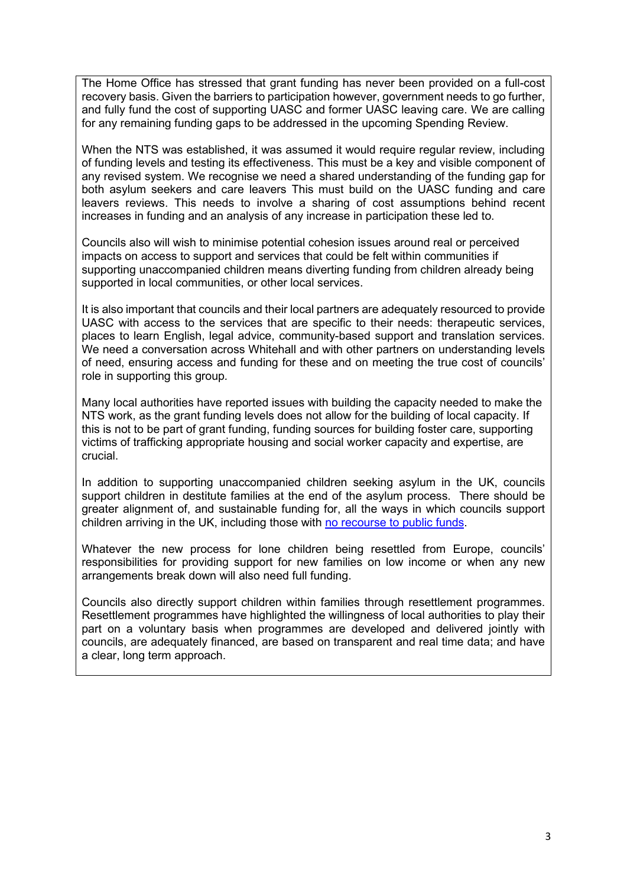The Home Office has stressed that grant funding has never been provided on a full-cost recovery basis. Given the barriers to participation however, government needs to go further, and fully fund the cost of supporting UASC and former UASC leaving care. We are calling for any remaining funding gaps to be addressed in the upcoming Spending Review.

When the NTS was established, it was assumed it would require regular review, including of funding levels and testing its effectiveness. This must be a key and visible component of any revised system. We recognise we need a shared understanding of the funding gap for both asylum seekers and care leavers This must build on the UASC funding and care leavers reviews. This needs to involve a sharing of cost assumptions behind recent increases in funding and an analysis of any increase in participation these led to.

Councils also will wish to minimise potential cohesion issues around real or perceived impacts on access to support and services that could be felt within communities if supporting unaccompanied children means diverting funding from children already being supported in local communities, or other local services.

It is also important that councils and their local partners are adequately resourced to provide UASC with access to the services that are specific to their needs: therapeutic services, places to learn English, legal advice, community-based support and translation services. We need a conversation across Whitehall and with other partners on understanding levels of need, ensuring access and funding for these and on meeting the true cost of councils' role in supporting this group.

Many local authorities have reported issues with building the capacity needed to make the NTS work, as the grant funding levels does not allow for the building of local capacity. If this is not to be part of grant funding, funding sources for building foster care, supporting victims of trafficking appropriate housing and social worker capacity and expertise, are crucial.

In addition to supporting unaccompanied children seeking asylum in the UK, councils support children in destitute families at the end of the asylum process. There should be greater alignment of, and sustainable funding for, all the ways in which councils support children arriving in the UK, including those with no recourse to public funds.

Whatever the new process for lone children being resettled from Europe, councils' responsibilities for providing support for new families on low income or when any new arrangements break down will also need full funding.

Councils also directly support children within families through resettlement programmes. Resettlement programmes have highlighted the willingness of local authorities to play their part on a voluntary basis when programmes are developed and delivered jointly with councils, are adequately financed, are based on transparent and real time data; and have a clear, long term approach.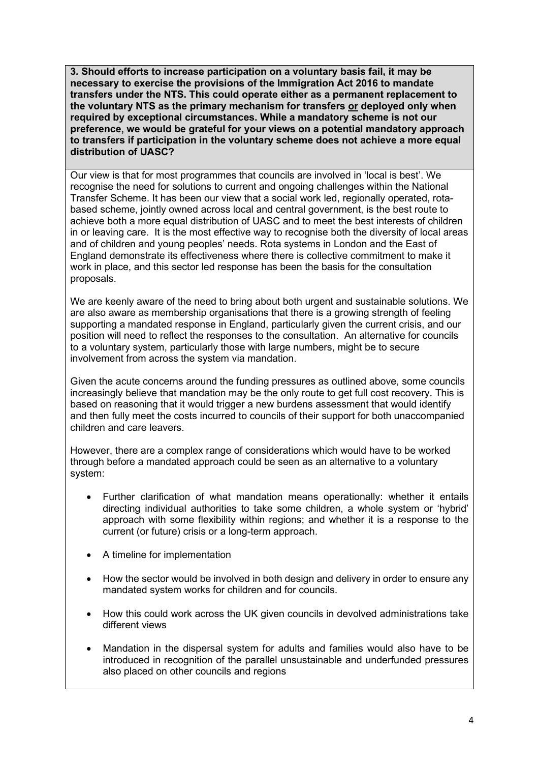**3. Should efforts to increase participation on a voluntary basis fail, it may be necessary to exercise the provisions of the Immigration Act 2016 to mandate transfers under the NTS. This could operate either as a permanent replacement to the voluntary NTS as the primary mechanism for transfers <u>or</u> deployed only when required by exceptional circumstances. While a mandatory scheme is not our preference, we would be grateful for your views on a potential mandatory approach to transfers if participation in the voluntary scheme does not achieve a more equal distribution of UASC?**

Our view is that for most programmes that councils are involved in 'local is best'. We recognise the need for solutions to current and ongoing challenges within the National Transfer Scheme. It has been our view that a social work led, regionally operated, rota-based scheme, jointly owned across local and central government, is the best route to achieve both a more equal distribution of UASC and to meet the best interests of children in or leaving care. It is the most effective way to recognise both the diversity of local areas and of children and young peoples' needs. Rota systems in London and the East of England demonstrate its effectiveness where there is collective commitment to make it work in place, and this sector led response has been the basis for the consultation proposals.

We are keenly aware of the need to bring about both urgent and sustainable solutions. We are also aware as membership organisations that there is a growing strength of feeling supporting a mandated response in England, particularly given the current crisis, and our position will need to reflect the responses to the consultation. An alternative for councils to a voluntary system, particularly those with large numbers, might be to secure involvement from across the system via mandation.

Given the acute concerns around the funding pressures as outlined above, some councils increasingly believe that mandation may be the only route to get full cost recovery. This is based on reasoning that it would trigger a new burdens assessment that would identify and then fully meet the costs incurred to councils of their support for both unaccompanied children and care leavers.

However, there are a complex range of considerations which would have to be worked through before a mandated approach could be seen as an alternative to a voluntary system:

- Further clarification of what mandation means operationally: whether it entails directing individual authorities to take some children, a whole system or 'hybrid' approach with some flexibility within regions; and whether it is a response to the current (or future) crisis or a long-term approach.
- A timeline for implementation
- How the sector would be involved in both design and delivery in order to ensure any mandated system works for children and for councils.
- How this could work across the UK given councils in devolved administrations take different views
- Mandation in the dispersal system for adults and families would also have to be introduced in recognition of the parallel unsustainable and underfunded pressures also placed on other councils and regions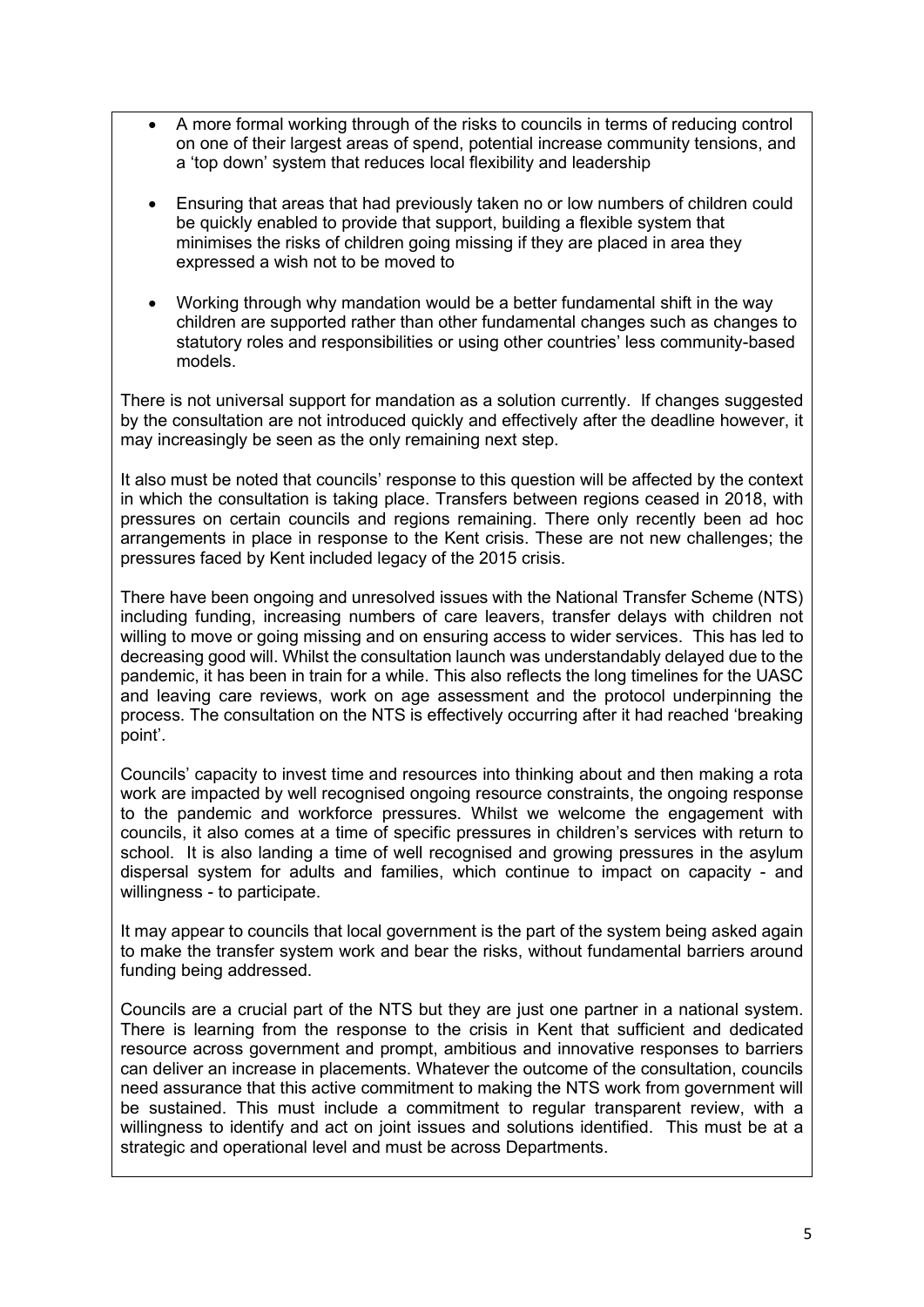- A more formal working through of the risks to councils in terms of reducing control on one of their largest areas of spend, potential increase community tensions, and a 'top down' system that reduces local flexibility and leadership

- Ensuring that areas that had previously taken no or low numbers of children could be quickly enabled to provide that support, building a flexible system that minimises the risks of children going missing if they are placed in area they expressed a wish not to be moved to

- Working through why mandation would be a better fundamental shift in the way children are supported rather than other fundamental changes such as changes to statutory roles and responsibilities or using other countries' less community-based models.

There is not universal support for mandation as a solution currently. If changes suggested by the consultation are not introduced quickly and effectively after the deadline however, it may increasingly be seen as the only remaining next step.

It also must be noted that councils' response to this question will be affected by the context in which the consultation is taking place. Transfers between regions ceased in 2018, with pressures on certain councils and regions remaining. There only recently been ad hoc arrangements in place in response to the Kent crisis. These are not new challenges; the pressures faced by Kent included legacy of the 2015 crisis.

There have been ongoing and unresolved issues with the National Transfer Scheme (NTS) including funding, increasing numbers of care leavers, transfer delays with children not willing to move or going missing and on ensuring access to wider services. This has led to decreasing good will. Whilst the consultation launch was understandably delayed due to the pandemic, it has been in train for a while. This also reflects the long timelines for the UASC and leaving care reviews, work on age assessment and the protocol underpinning the process. The consultation on the NTS is effectively occurring after it had reached 'breaking point'.

Councils' capacity to invest time and resources into thinking about and then making a rota work are impacted by well recognised ongoing resource constraints, the ongoing response to the pandemic and workforce pressures. Whilst we welcome the engagement with councils, it also comes at a time of specific pressures in children's services with return to school. It is also landing a time of well recognised and growing pressures in the asylum dispersal system for adults and families, which continue to impact on capacity - and willingness - to participate.

It may appear to councils that local government is the part of the system being asked again to make the transfer system work and bear the risks, without fundamental barriers around funding being addressed.

Councils are a crucial part of the NTS but they are just one partner in a national system. There is learning from the response to the crisis in Kent that sufficient and dedicated resource across government and prompt, ambitious and innovative responses to barriers can deliver an increase in placements. Whatever the outcome of the consultation, councils need assurance that this active commitment to making the NTS work from government will be sustained. This must include a commitment to regular transparent review, with a willingness to identify and act on joint issues and solutions identified. This must be at a strategic and operational level and must be across Departments.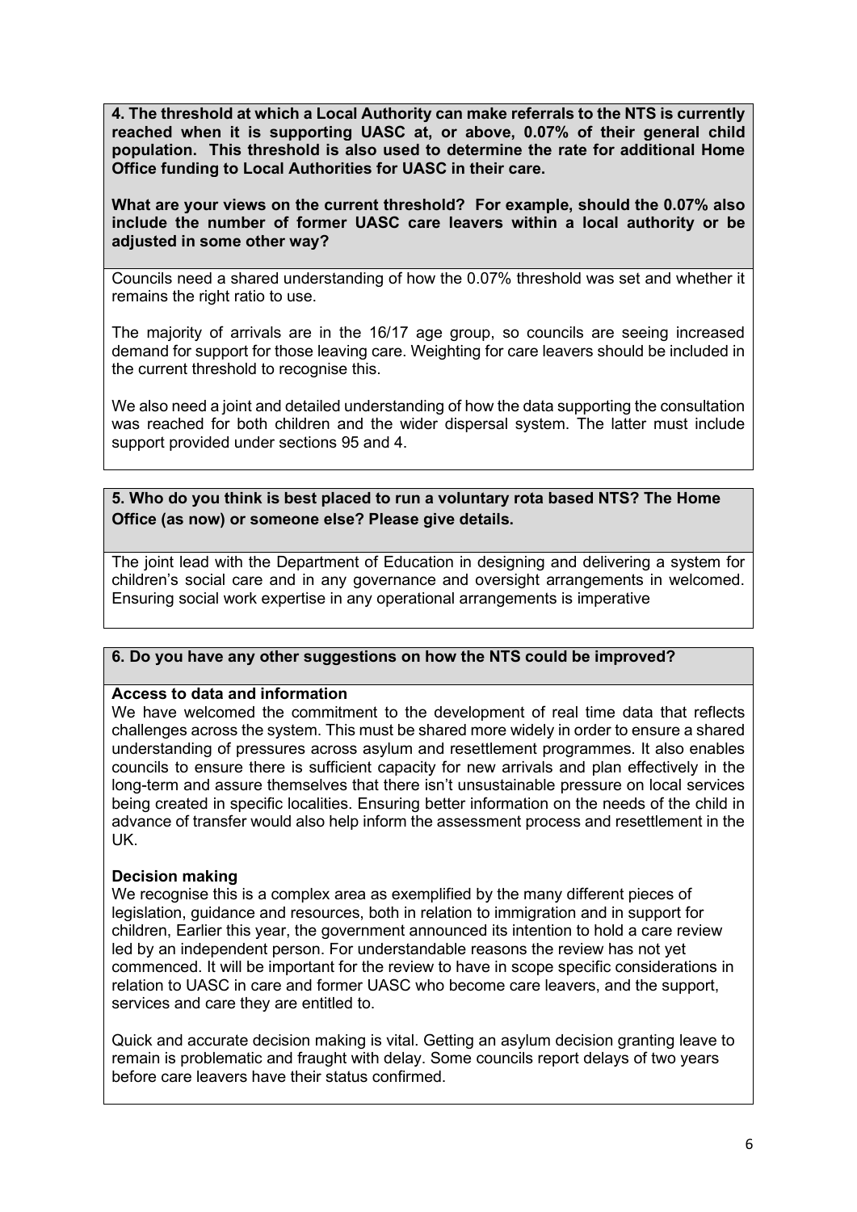**4. The threshold at which a Local Authority can make referrals to the NTS is currently reached when it is supporting UASC at, or above, 0.07% of their general child population. This threshold is also used to determine the rate for additional Home Office funding to Local Authorities for UASC in their care.**

**What are your views on the current threshold? For example, should the 0.07% also include the number of former UASC care leavers within a local authority or be adjusted in some other way?**

Councils need a shared understanding of how the 0.07% threshold was set and whether it remains the right ratio to use.

The majority of arrivals are in the 16/17 age group, so councils are seeing increased demand for support for those leaving care. Weighting for care leavers should be included in the current threshold to recognise this.

We also need a joint and detailed understanding of how the data supporting the consultation was reached for both children and the wider dispersal system. The latter must include support provided under sections 95 and 4.

**5. Who do you think is best placed to run a voluntary rota based NTS? The Home Office (as now) or someone else? Please give details.**

The joint lead with the Department of Education in designing and delivering a system for children's social care and in any governance and oversight arrangements in welcomed. Ensuring social work expertise in any operational arrangements is imperative

**6. Do you have any other suggestions on how the NTS could be improved?**

**Access to data and information**

We have welcomed the commitment to the development of real time data that reflects challenges across the system. This must be shared more widely in order to ensure a shared understanding of pressures across asylum and resettlement programmes. It also enables councils to ensure there is sufficient capacity for new arrivals and plan effectively in the long-term and assure themselves that there isn't unsustainable pressure on local services being created in specific localities. Ensuring better information on the needs of the child in advance of transfer would also help inform the assessment process and resettlement in the UK.

**Decision making**

We recognise this is a complex area as exemplified by the many different pieces of legislation, guidance and resources, both in relation to immigration and in support for children, Earlier this year, the government announced its intention to hold a care review led by an independent person. For understandable reasons the review has not yet commenced. It will be important for the review to have in scope specific considerations in relation to UASC in care and former UASC who become care leavers, and the support, services and care they are entitled to.

Quick and accurate decision making is vital. Getting an asylum decision granting leave to remain is problematic and fraught with delay. Some councils report delays of two years before care leavers have their status confirmed.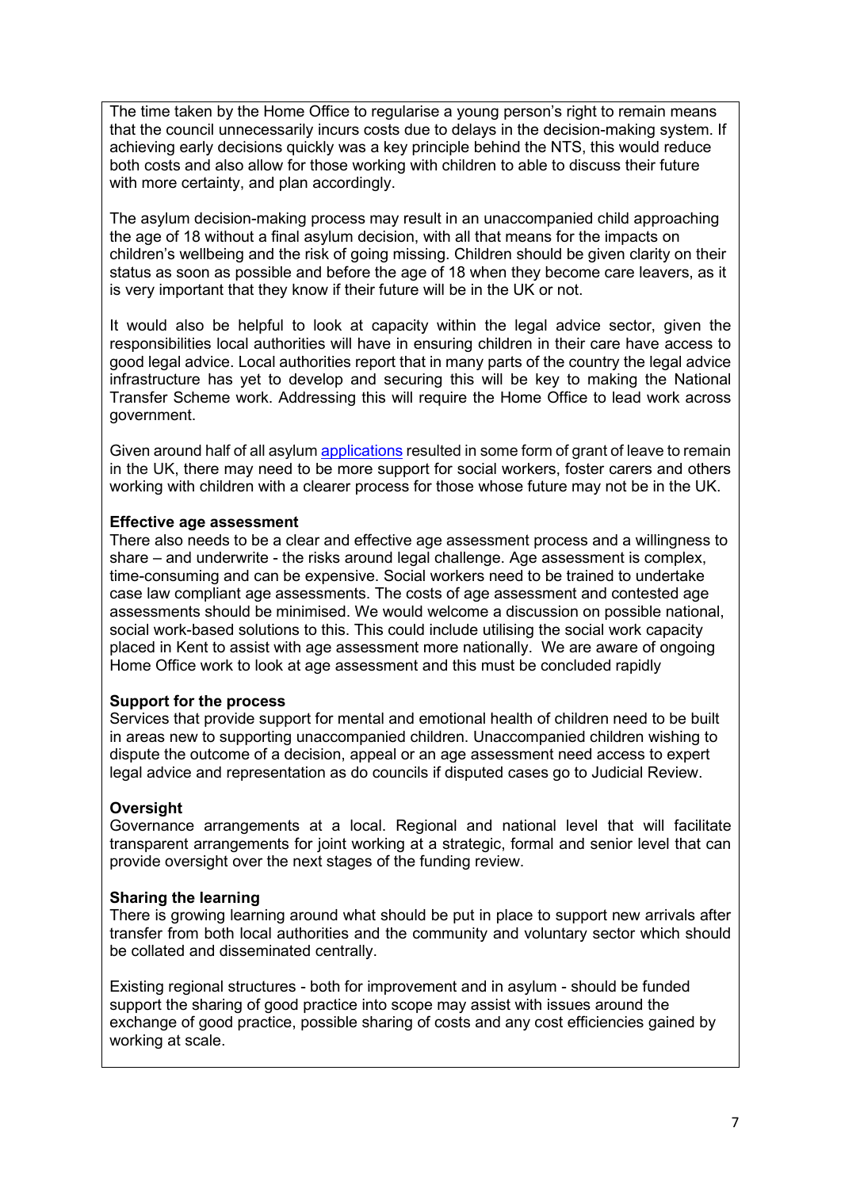The time taken by the Home Office to regularise a young person's right to remain means that the council unnecessarily incurs costs due to delays in the decision-making system. If achieving early decisions quickly was a key principle behind the NTS, this would reduce both costs and also allow for those working with children to able to discuss their future with more certainty, and plan accordingly.

The asylum decision-making process may result in an unaccompanied child approaching the age of 18 without a final asylum decision, with all that means for the impacts on children's wellbeing and the risk of going missing. Children should be given clarity on their status as soon as possible and before the age of 18 when they become care leavers, as it is very important that they know if their future will be in the UK or not.

It would also be helpful to look at capacity within the legal advice sector, given the responsibilities local authorities will have in ensuring children in their care have access to good legal advice. Local authorities report that in many parts of the country the legal advice infrastructure has yet to develop and securing this will be key to making the National Transfer Scheme work. Addressing this will require the Home Office to lead work across government.

Given around half of all asylum [applications] resulted in some form of grant of leave to remain in the UK, there may need to be more support for social workers, foster carers and others working with children with a clearer process for those whose future may not be in the UK.

**Effective age assessment**
There also needs to be a clear and effective age assessment process and a willingness to share – and underwrite - the risks around legal challenge. Age assessment is complex, time-consuming and can be expensive. Social workers need to be trained to undertake case law compliant age assessments. The costs of age assessment and contested age assessments should be minimised. We would welcome a discussion on possible national, social work-based solutions to this. This could include utilising the social work capacity placed in Kent to assist with age assessment more nationally. We are aware of ongoing Home Office work to look at age assessment and this must be concluded rapidly

**Support for the process**
Services that provide support for mental and emotional health of children need to be built in areas new to supporting unaccompanied children. Unaccompanied children wishing to dispute the outcome of a decision, appeal or an age assessment need access to expert legal advice and representation as do councils if disputed cases go to Judicial Review.

**Oversight**
Governance arrangements at a local. Regional and national level that will facilitate transparent arrangements for joint working at a strategic, formal and senior level that can provide oversight over the next stages of the funding review.

**Sharing the learning**
There is growing learning around what should be put in place to support new arrivals after transfer from both local authorities and the community and voluntary sector which should be collated and disseminated centrally.

Existing regional structures - both for improvement and in asylum - should be funded support the sharing of good practice into scope may assist with issues around the exchange of good practice, possible sharing of costs and any cost efficiencies gained by working at scale.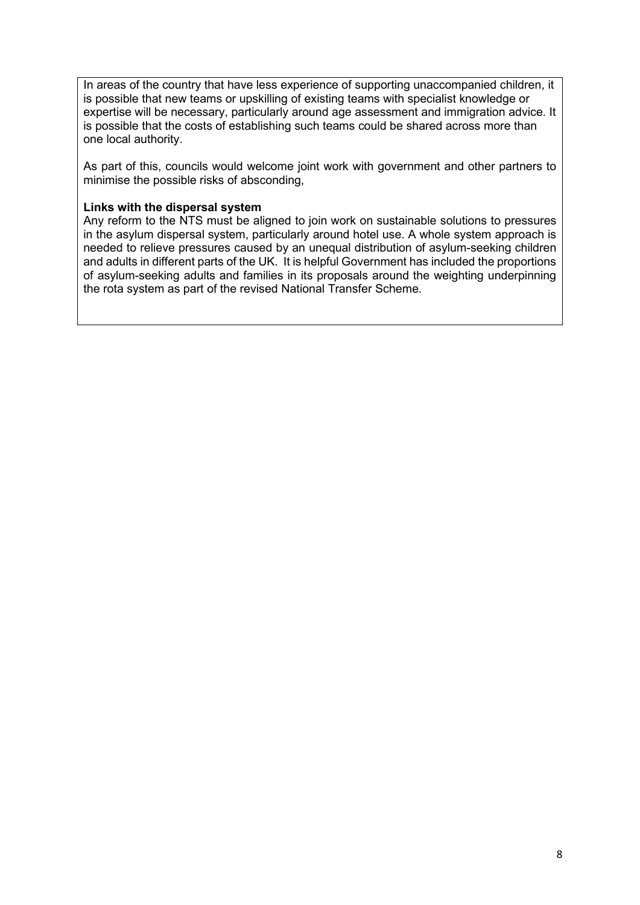In areas of the country that have less experience of supporting unaccompanied children, it is possible that new teams or upskilling of existing teams with specialist knowledge or expertise will be necessary, particularly around age assessment and immigration advice. It is possible that the costs of establishing such teams could be shared across more than one local authority.

As part of this, councils would welcome joint work with government and other partners to minimise the possible risks of absconding,

**Links with the dispersal system**

Any reform to the NTS must be aligned to join work on sustainable solutions to pressures in the asylum dispersal system, particularly around hotel use. A whole system approach is needed to relieve pressures caused by an unequal distribution of asylum-seeking children and adults in different parts of the UK. It is helpful Government has included the proportions of asylum-seeking adults and families in its proposals around the weighting underpinning the rota system as part of the revised National Transfer Scheme.